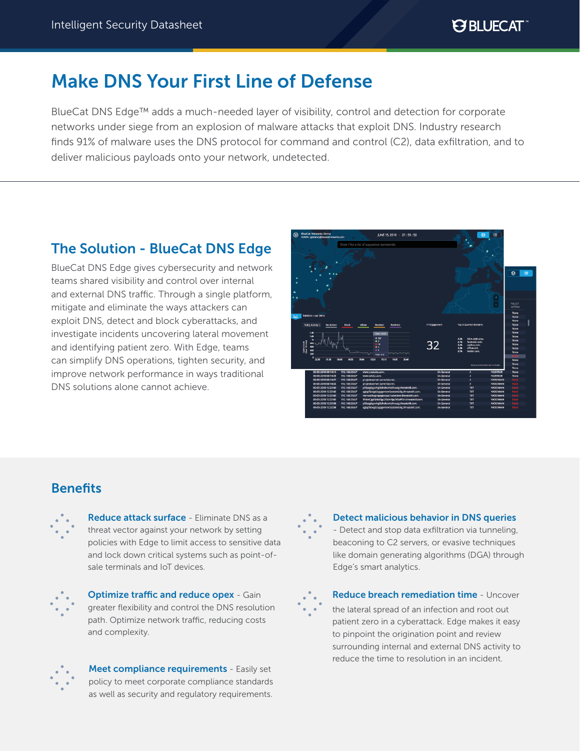# Make DNS Your First Line of Defense

BlueCat DNS Edge™ adds a much-needed layer of visibility, control and detection for corporate networks under siege from an explosion of malware attacks that exploit DNS. Industry research finds 91% of malware uses the DNS protocol for command and control (C2), data exfiltration, and to deliver malicious payloads onto your network, undetected.

## The Solution - BlueCat DNS Edge

BlueCat DNS Edge gives cybersecurity and network teams shared visibility and control over internal and external DNS traffic. Through a single platform, mitigate and eliminate the ways attackers can exploit DNS, detect and block cyberattacks, and investigate incidents uncovering lateral movement and identifying patient zero. With Edge, teams can simplify DNS operations, tighten security, and improve network performance in ways traditional DNS solutions alone cannot achieve.

## Benefits

**Reduce attack surface** - Eliminate DNS as a threat vector against your network by setting policies with Edge to limit access to sensitive data and lock down critical systems such as point-of-sale terminals and IoT devices.

**Optimize traffic and reduce opex** - Gain greater flexibility and control the DNS resolution path. Optimize network traffic, reducing costs and complexity.

**Meet compliance requirements** - Easily set policy to meet corporate compliance standards as well as security and regulatory requirements.

**Detect malicious behavior in DNS queries** - Detect and stop data exfiltration via tunneling, beaconing to C2 servers, or evasive techniques like domain generating algorithms (DGA) through Edge's smart analytics.

**Reduce breach remediation time** - Uncover the lateral spread of an infection and root out patient zero in a cyberattack. Edge makes it easy to pinpoint the origination point and review surrounding internal and external DNS activity to reduce the time to resolution in an incident.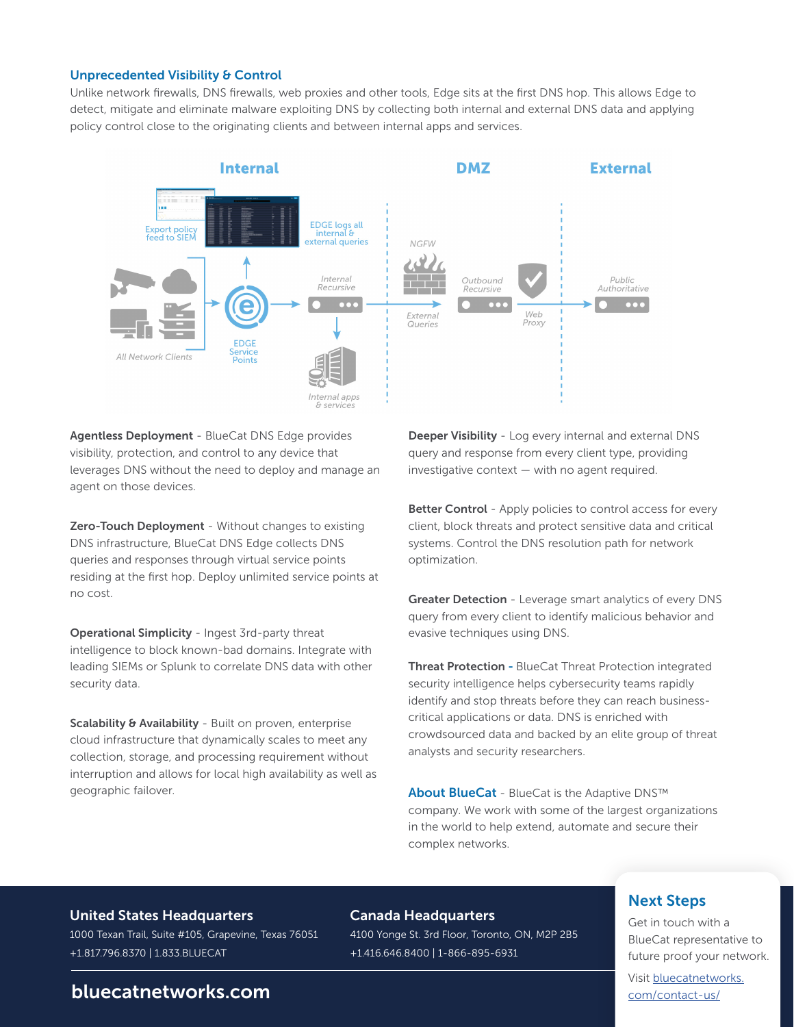## Unprecedented Visibility & Control

Unlike network firewalls, DNS firewalls, web proxies and other tools, Edge sits at the first DNS hop. This allows Edge to detect, mitigate and eliminate malware exploiting DNS by collecting both internal and external DNS data and applying policy control close to the originating clients and between internal apps and services.

Internal

DMZ

External

Export policy feed to SIEM

EDGE logs all internal & external queries

NGFW

Internal Recursive

Outbound Recursive

Public Authoritative

External Queries

Web Proxy

All Network Clients

EDGE Service Points

Internal apps & services

**Agentless Deployment** - BlueCat DNS Edge provides visibility, protection, and control to any device that leverages DNS without the need to deploy and manage an agent on those devices.

**Zero-Touch Deployment** - Without changes to existing DNS infrastructure, BlueCat DNS Edge collects DNS queries and responses through virtual service points residing at the first hop. Deploy unlimited service points at no cost.

**Operational Simplicity** - Ingest 3rd-party threat intelligence to block known-bad domains. Integrate with leading SIEMs or Splunk to correlate DNS data with other security data.

**Scalability & Availability** - Built on proven, enterprise cloud infrastructure that dynamically scales to meet any collection, storage, and processing requirement without interruption and allows for local high availability as well as geographic failover.

**Deeper Visibility** - Log every internal and external DNS query and response from every client type, providing investigative context — with no agent required.

**Better Control** - Apply policies to control access for every client, block threats and protect sensitive data and critical systems. Control the DNS resolution path for network optimization.

**Greater Detection** - Leverage smart analytics of every DNS query from every client to identify malicious behavior and evasive techniques using DNS.

**Threat Protection -** BlueCat Threat Protection integrated security intelligence helps cybersecurity teams rapidly identify and stop threats before they can reach business-critical applications or data. DNS is enriched with crowdsourced data and backed by an elite group of threat analysts and security researchers.

**About BlueCat** - BlueCat is the Adaptive DNS™ company. We work with some of the largest organizations in the world to help extend, automate and secure their complex networks.

### United States Headquarters

1000 Texan Trail, Suite #105, Grapevine, Texas 76051
+1.817.796.8370 | 1.833.BLUECAT

### Canada Headquarters

4100 Yonge St. 3rd Floor, Toronto, ON, M2P 2B5
+1.416.646.8400 | 1-866-895-6931

**bluecatnetworks.com**

### Next Steps

Get in touch with a BlueCat representative to future proof your network.

Visit bluecatnetworks.com/contact-us/